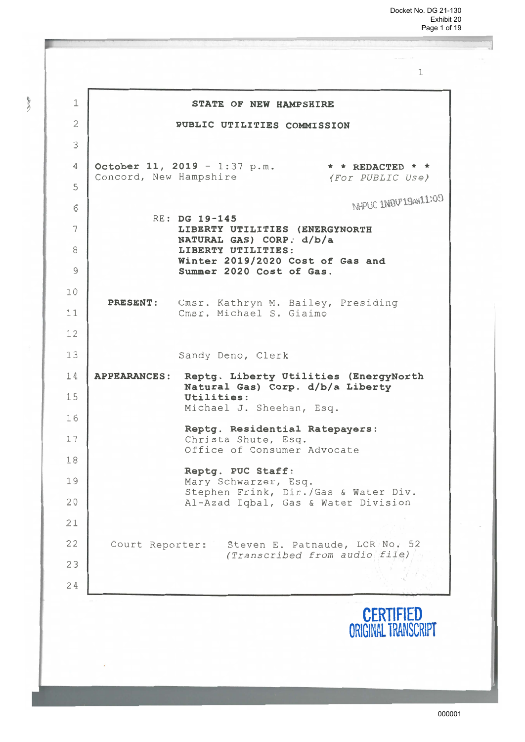**STATE OF NEW HAMPSHIRE**

**PUBLIC UTILITIES COMMISSION**

**October 11, 2019** - 1:37 p.m.
Concord, New Hampshire

**\* \* REDACTED \* \***
*(For PUBLIC Use)*

NHPUC 1NOV'19AM11:09

RE: **DG 19-145**
**LIBERTY UTILITIES (ENERGYNORTH NATURAL GAS) CORP. d/b/a LIBERTY UTILITIES:**
**Winter 2019/2020 Cost of Gas and Summer 2020 Cost of Gas.**

**PRESENT:** Cmsr. Kathryn M. Bailey, Presiding
Cmsr. Michael S. Giaimo

Sandy Deno, Clerk

**APPEARANCES:**

**Reptg. Liberty Utilities (EnergyNorth Natural Gas) Corp. d/b/a Liberty Utilities:**
Michael J. Sheehan, Esq.

**Reptg. Residential Ratepayers:**
Christa Shute, Esq.
Office of Consumer Advocate

**Reptg. PUC Staff:**
Mary Schwarzer, Esq.
Stephen Frink, Dir./Gas & Water Div.
Al-Azad Iqbal, Gas & Water Division

Court Reporter: Steven E. Patnaude, LCR No. 52
*(Transcribed from audio file)*

CERTIFIED ORIGINAL TRANSCRIPT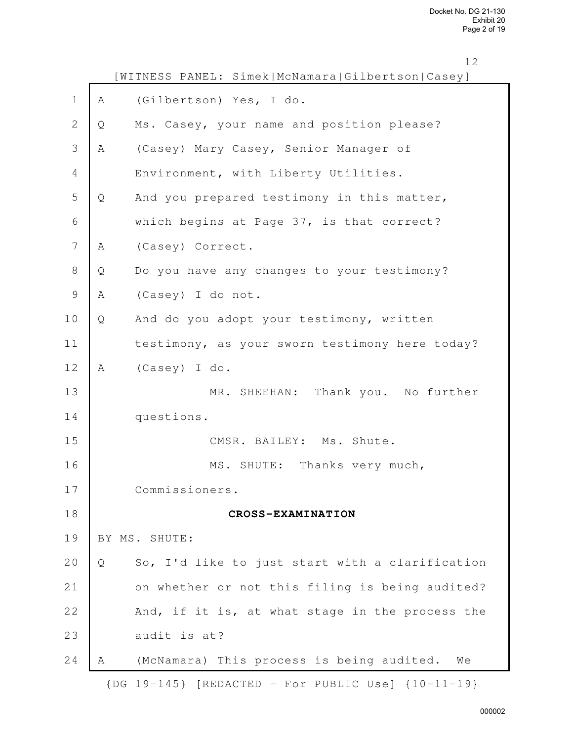[WITNESS PANEL: Simek|McNamara|Gilbertson|Casey]

1 A (Gilbertson) Yes, I do.

2 Q Ms. Casey, your name and position please?

3 A (Casey) Mary Casey, Senior Manager of

4 Environment, with Liberty Utilities.

5 Q And you prepared testimony in this matter,

6 which begins at Page 37, is that correct?

7 A (Casey) Correct.

8 Q Do you have any changes to your testimony?

9 A (Casey) I do not.

10 Q And do you adopt your testimony, written

11 testimony, as your sworn testimony here today?

12 A (Casey) I do.

13 MR. SHEEHAN: Thank you. No further

14 questions.

15 CMSR. BAILEY: Ms. Shute.

16 MS. SHUTE: Thanks very much,

17 Commissioners.

18 **CROSS-EXAMINATION**

19 BY MS. SHUTE:

20 Q So, I'd like to just start with a clarification

21 on whether or not this filing is being audited?

22 And, if it is, at what stage in the process the

23 audit is at?

24 A (McNamara) This process is being audited. We

{DG 19-145} [REDACTED - For PUBLIC Use] {10-11-19}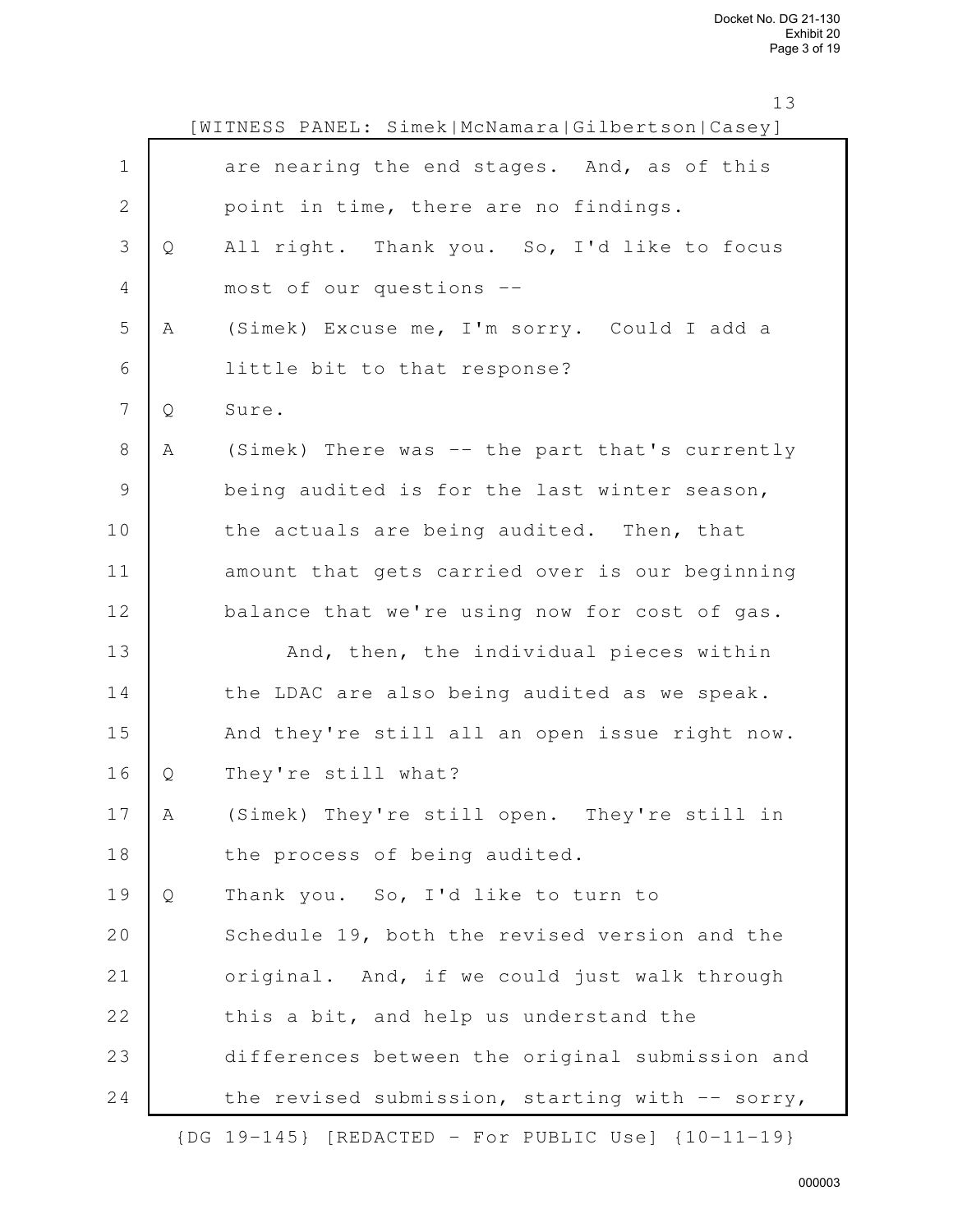[WITNESS PANEL: Simek|McNamara|Gilbertson|Casey]

1 are nearing the end stages. And, as of this
2 point in time, there are no findings.
3 Q All right. Thank you. So, I'd like to focus
4 most of our questions --
5 A (Simek) Excuse me, I'm sorry. Could I add a
6 little bit to that response?
7 Q Sure.
8 A (Simek) There was -- the part that's currently
9 being audited is for the last winter season,
10 the actuals are being audited. Then, that
11 amount that gets carried over is our beginning
12 balance that we're using now for cost of gas.
13 And, then, the individual pieces within
14 the LDAC are also being audited as we speak.
15 And they're still all an open issue right now.
16 Q They're still what?
17 A (Simek) They're still open. They're still in
18 the process of being audited.
19 Q Thank you. So, I'd like to turn to
20 Schedule 19, both the revised version and the
21 original. And, if we could just walk through
22 this a bit, and help us understand the
23 differences between the original submission and
24 the revised submission, starting with -- sorry,

{DG 19-145} [REDACTED - For PUBLIC Use] {10-11-19}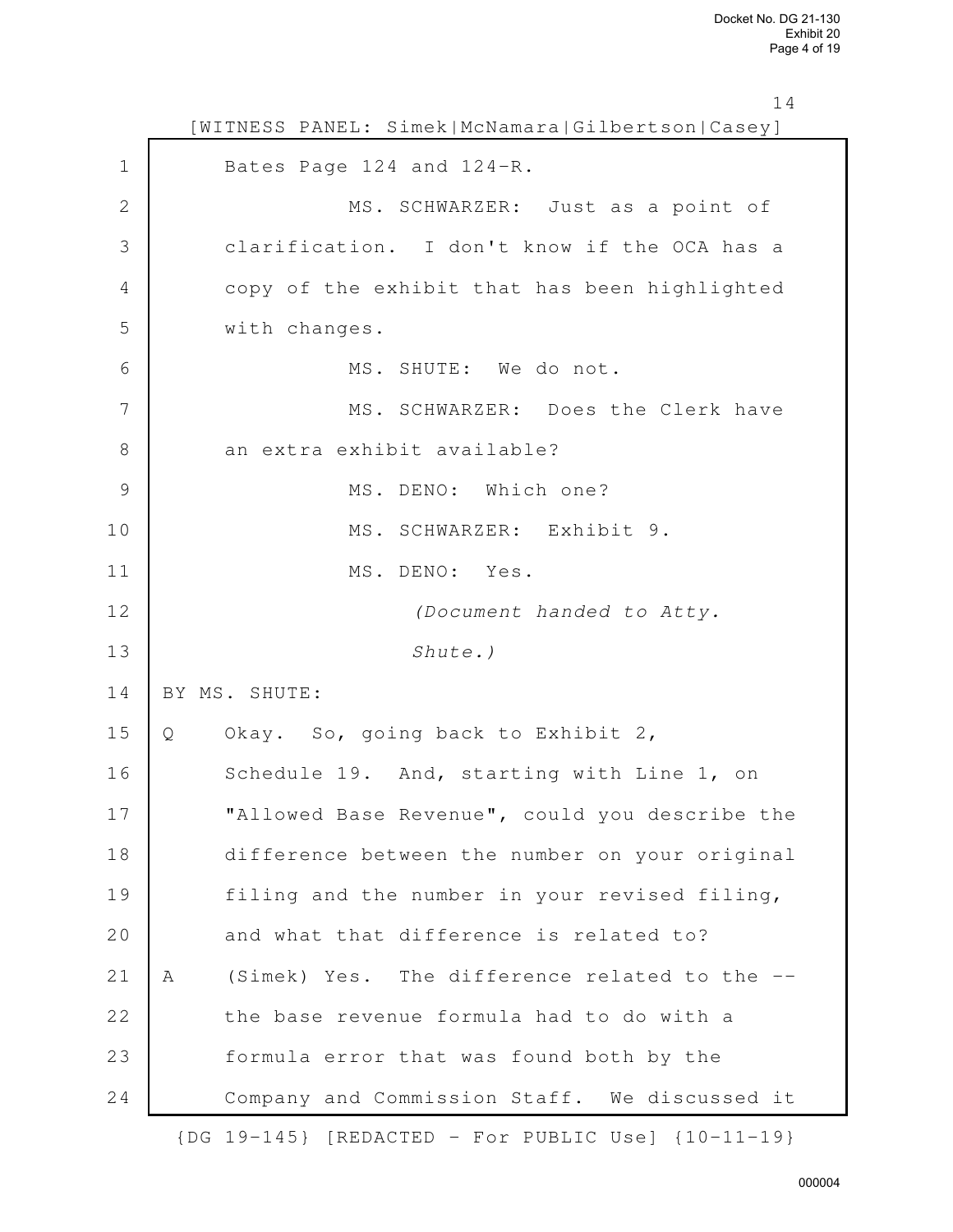Bates Page 124 and 124-R.

MS. SCHWARZER: Just as a point of clarification. I don't know if the OCA has a copy of the exhibit that has been highlighted with changes.

MS. SHUTE: We do not.

MS. SCHWARZER: Does the Clerk have an extra exhibit available?

MS. DENO: Which one?

MS. SCHWARZER: Exhibit 9.

MS. DENO: Yes.

*(Document handed to Atty. Shute.)*

BY MS. SHUTE:

Q Okay. So, going back to Exhibit 2, Schedule 19. And, starting with Line 1, on "Allowed Base Revenue", could you describe the difference between the number on your original filing and the number in your revised filing, and what that difference is related to?

A (Simek) Yes. The difference related to the -- the base revenue formula had to do with a formula error that was found both by the Company and Commission Staff. We discussed it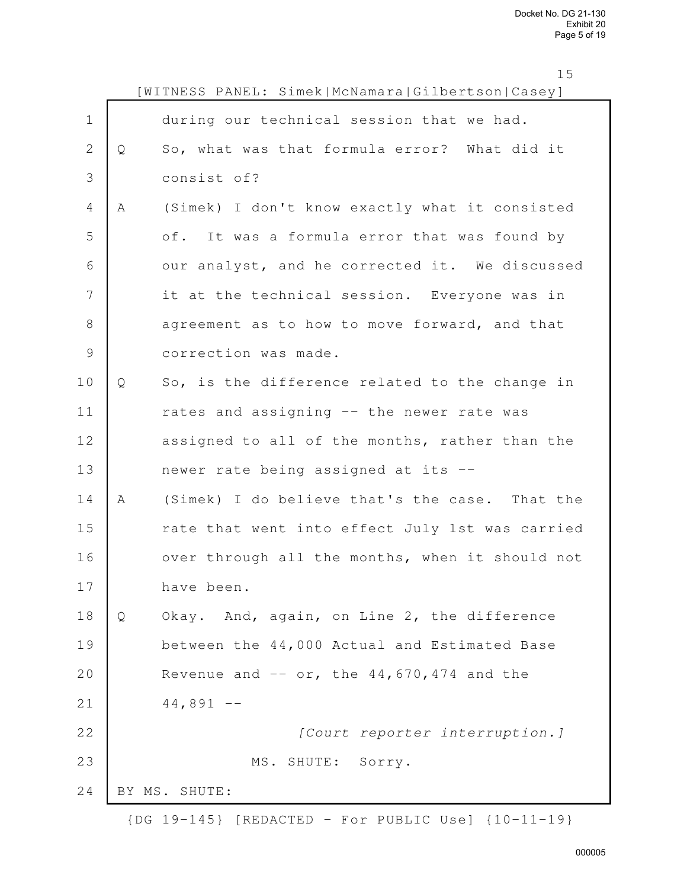[WITNESS PANEL: Simek|McNamara|Gilbertson|Casey]

during our technical session that we had.

Q So, what was that formula error? What did it consist of?

A (Simek) I don't know exactly what it consisted of. It was a formula error that was found by our analyst, and he corrected it. We discussed it at the technical session. Everyone was in agreement as to how to move forward, and that correction was made.

Q So, is the difference related to the change in rates and assigning -- the newer rate was assigned to all of the months, rather than the newer rate being assigned at its --

A (Simek) I do believe that's the case. That the rate that went into effect July 1st was carried over through all the months, when it should not have been.

Q Okay. And, again, on Line 2, the difference between the 44,000 Actual and Estimated Base Revenue and -- or, the 44,670,474 and the 44,891 --

*[Court reporter interruption.]*

MS. SHUTE: Sorry.

BY MS. SHUTE:

{DG 19-145} [REDACTED - For PUBLIC Use] {10-11-19}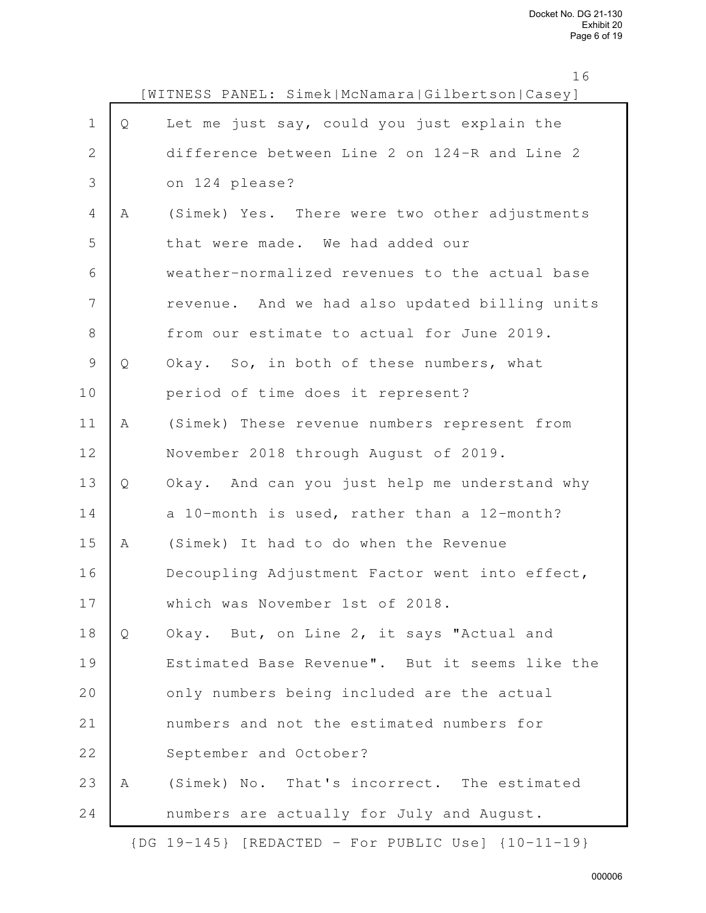[WITNESS PANEL: Simek|McNamara|Gilbertson|Casey]

1 Q Let me just say, could you just explain the
2 difference between Line 2 on 124-R and Line 2
3 on 124 please?
4 A (Simek) Yes. There were two other adjustments
5 that were made. We had added our
6 weather-normalized revenues to the actual base
7 revenue. And we had also updated billing units
8 from our estimate to actual for June 2019.
9 Q Okay. So, in both of these numbers, what
10 period of time does it represent?
11 A (Simek) These revenue numbers represent from
12 November 2018 through August of 2019.
13 Q Okay. And can you just help me understand why
14 a 10-month is used, rather than a 12-month?
15 A (Simek) It had to do when the Revenue
16 Decoupling Adjustment Factor went into effect,
17 which was November 1st of 2018.
18 Q Okay. But, on Line 2, it says "Actual and
19 Estimated Base Revenue". But it seems like the
20 only numbers being included are the actual
21 numbers and not the estimated numbers for
22 September and October?
23 A (Simek) No. That's incorrect. The estimated
24 numbers are actually for July and August.

{DG 19-145} [REDACTED - For PUBLIC Use] {10-11-19}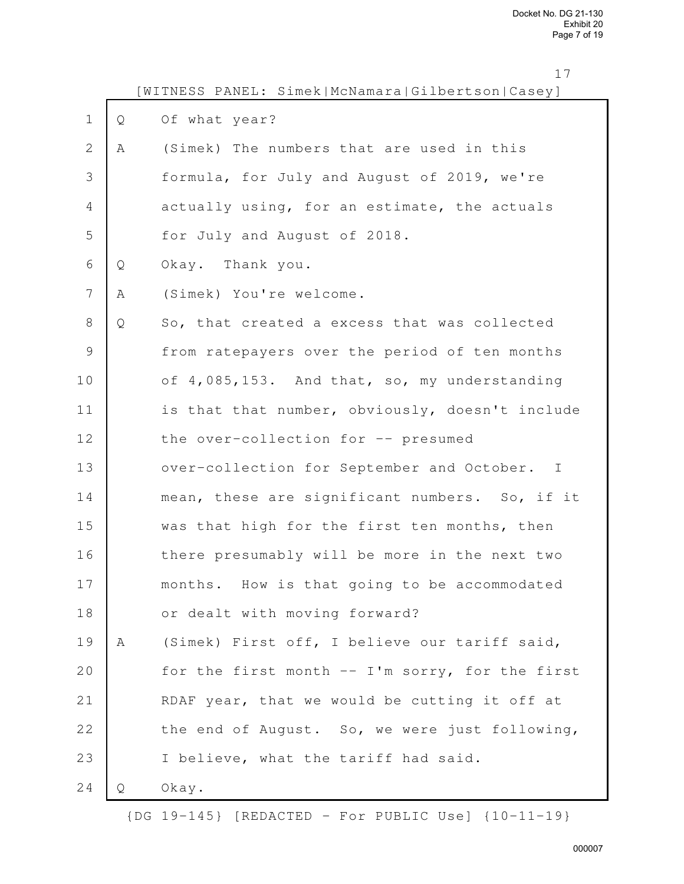[WITNESS PANEL: Simek|McNamara|Gilbertson|Casey]

Q Of what year?

A (Simek) The numbers that are used in this formula, for July and August of 2019, we're actually using, for an estimate, the actuals for July and August of 2018.

Q Okay. Thank you.

A (Simek) You're welcome.

Q So, that created a excess that was collected from ratepayers over the period of ten months of 4,085,153. And that, so, my understanding is that that number, obviously, doesn't include the over-collection for -- presumed over-collection for September and October. I mean, these are significant numbers. So, if it was that high for the first ten months, then there presumably will be more in the next two months. How is that going to be accommodated or dealt with moving forward?

A (Simek) First off, I believe our tariff said, for the first month -- I'm sorry, for the first RDAF year, that we would be cutting it off at the end of August. So, we were just following, I believe, what the tariff had said.

Q Okay.

{DG 19-145} [REDACTED - For PUBLIC Use] {10-11-19}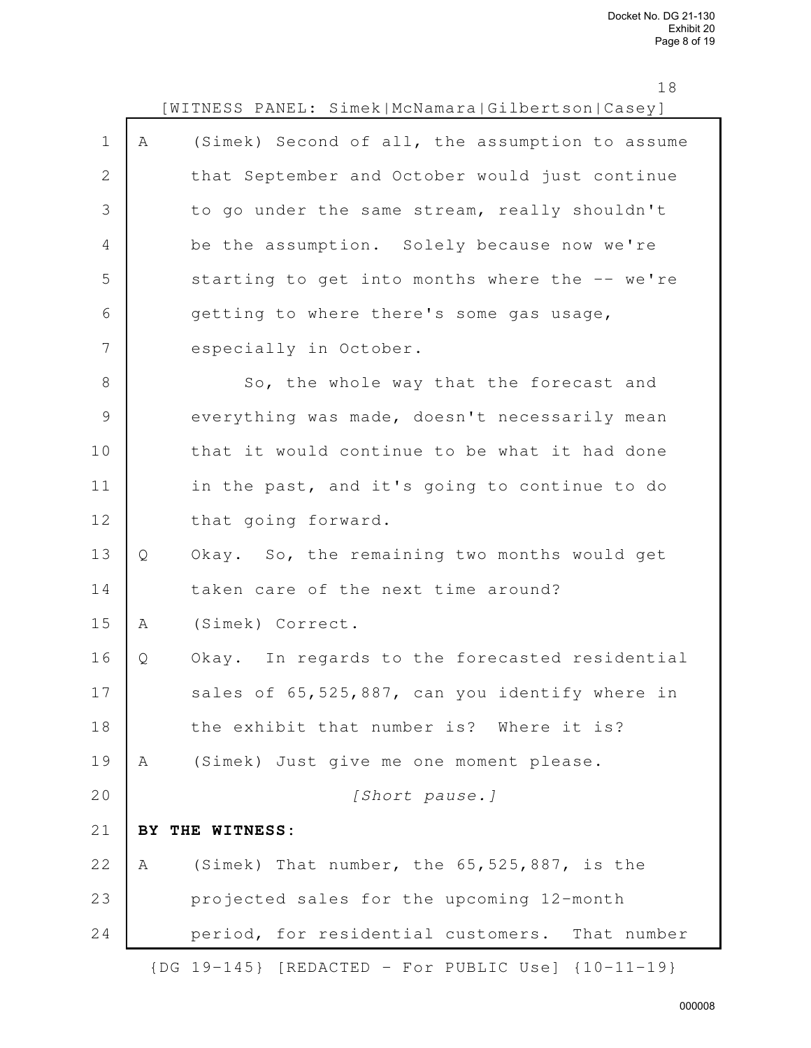[WITNESS PANEL: Simek|McNamara|Gilbertson|Casey]

A (Simek) Second of all, the assumption to assume that September and October would just continue to go under the same stream, really shouldn't be the assumption. Solely because now we're starting to get into months where the -- we're getting to where there's some gas usage, especially in October.

So, the whole way that the forecast and everything was made, doesn't necessarily mean that it would continue to be what it had done in the past, and it's going to continue to do that going forward.

Q Okay. So, the remaining two months would get taken care of the next time around?

A (Simek) Correct.

Q Okay. In regards to the forecasted residential sales of 65,525,887, can you identify where in the exhibit that number is? Where it is?

A (Simek) Just give me one moment please.

*[Short pause.]*

**BY THE WITNESS:**

A (Simek) That number, the 65,525,887, is the projected sales for the upcoming 12-month period, for residential customers. That number

{DG 19-145} [REDACTED - For PUBLIC Use] {10-11-19}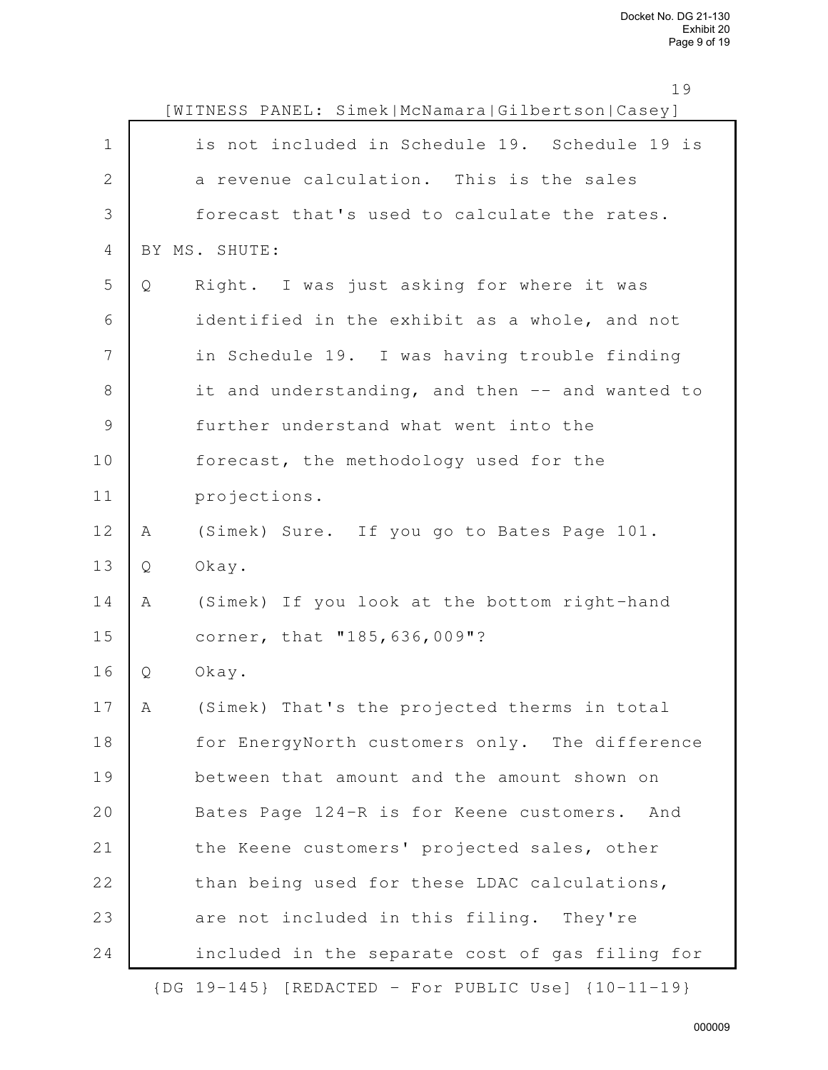[WITNESS PANEL: Simek|McNamara|Gilbertson|Casey]

1 is not included in Schedule 19. Schedule 19 is
2 a revenue calculation. This is the sales
3 forecast that's used to calculate the rates.
4 BY MS. SHUTE:
5 Q Right. I was just asking for where it was
6 identified in the exhibit as a whole, and not
7 in Schedule 19. I was having trouble finding
8 it and understanding, and then -- and wanted to
9 further understand what went into the
10 forecast, the methodology used for the
11 projections.
12 A (Simek) Sure. If you go to Bates Page 101.
13 Q Okay.
14 A (Simek) If you look at the bottom right-hand
15 corner, that "185,636,009"?
16 Q Okay.
17 A (Simek) That's the projected therms in total
18 for EnergyNorth customers only. The difference
19 between that amount and the amount shown on
20 Bates Page 124-R is for Keene customers. And
21 the Keene customers' projected sales, other
22 than being used for these LDAC calculations,
23 are not included in this filing. They're
24 included in the separate cost of gas filing for

{DG 19-145} [REDACTED - For PUBLIC Use] {10-11-19}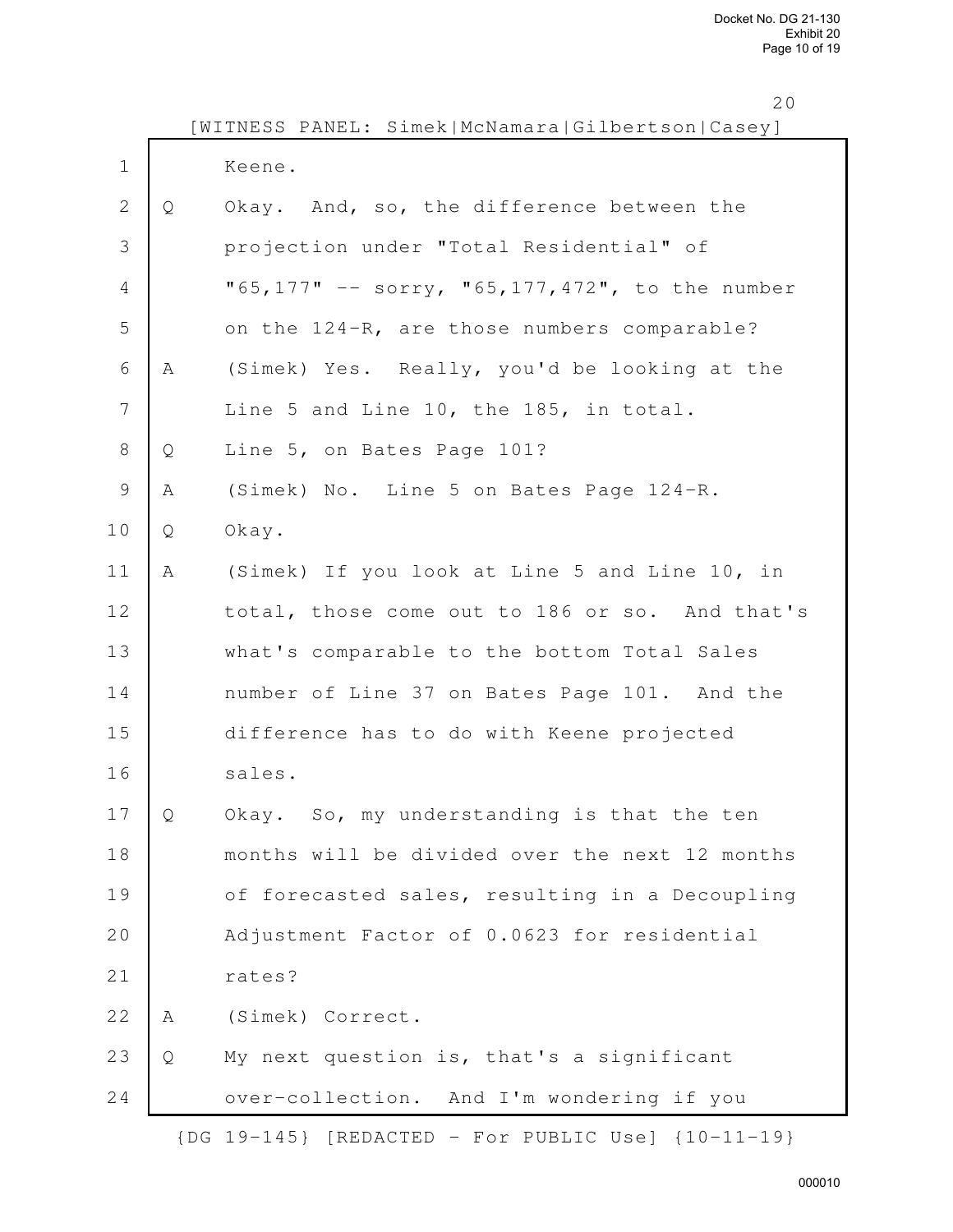[WITNESS PANEL: Simek|McNamara|Gilbertson|Casey]

1 Keene.

2 Q Okay. And, so, the difference between the

3 projection under "Total Residential" of

4 "65,177" -- sorry, "65,177,472", to the number

5 on the 124-R, are those numbers comparable?

6 A (Simek) Yes. Really, you'd be looking at the

7 Line 5 and Line 10, the 185, in total.

8 Q Line 5, on Bates Page 101?

9 A (Simek) No. Line 5 on Bates Page 124-R.

10 Q Okay.

11 A (Simek) If you look at Line 5 and Line 10, in

12 total, those come out to 186 or so. And that's

13 what's comparable to the bottom Total Sales

14 number of Line 37 on Bates Page 101. And the

15 difference has to do with Keene projected

16 sales.

17 Q Okay. So, my understanding is that the ten

18 months will be divided over the next 12 months

19 of forecasted sales, resulting in a Decoupling

20 Adjustment Factor of 0.0623 for residential

21 rates?

22 A (Simek) Correct.

23 Q My next question is, that's a significant

24 over-collection. And I'm wondering if you

{DG 19-145} [REDACTED - For PUBLIC Use] {10-11-19}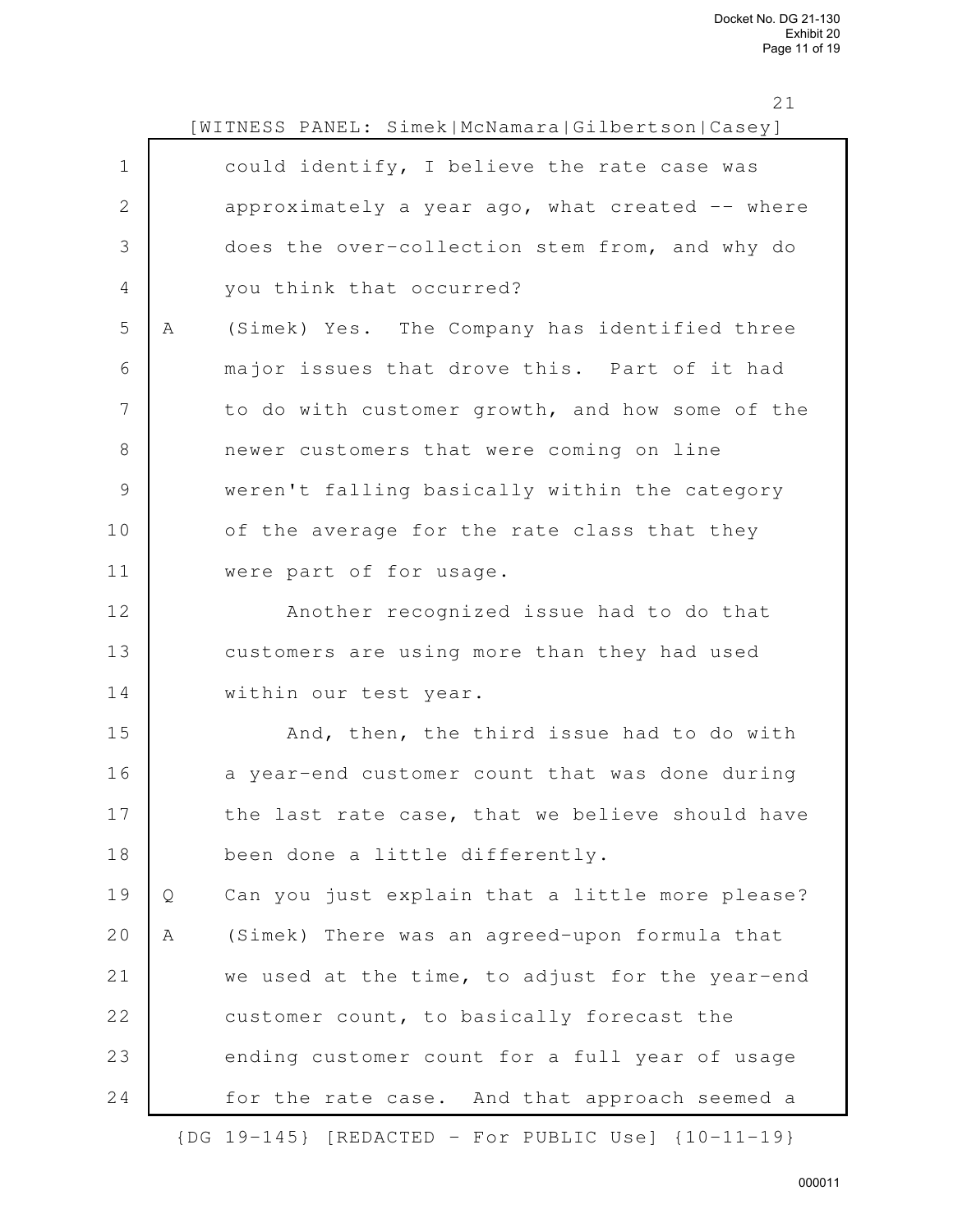[WITNESS PANEL: Simek|McNamara|Gilbertson|Casey]

could identify, I believe the rate case was approximately a year ago, what created -- where does the over-collection stem from, and why do you think that occurred?

A (Simek) Yes. The Company has identified three major issues that drove this. Part of it had to do with customer growth, and how some of the newer customers that were coming on line weren't falling basically within the category of the average for the rate class that they were part of for usage.

Another recognized issue had to do that customers are using more than they had used within our test year.

And, then, the third issue had to do with a year-end customer count that was done during the last rate case, that we believe should have been done a little differently.

Q Can you just explain that a little more please?

A (Simek) There was an agreed-upon formula that we used at the time, to adjust for the year-end customer count, to basically forecast the ending customer count for a full year of usage for the rate case. And that approach seemed a

{DG 19-145} [REDACTED - For PUBLIC Use] {10-11-19}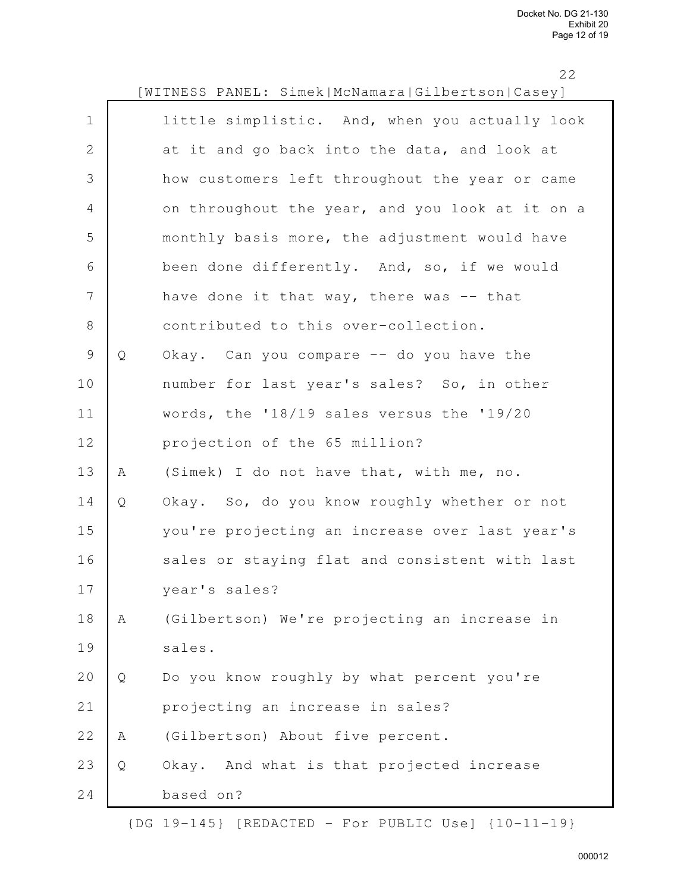[WITNESS PANEL: Simek|McNamara|Gilbertson|Casey]

little simplistic. And, when you actually look at it and go back into the data, and look at how customers left throughout the year or came on throughout the year, and you look at it on a monthly basis more, the adjustment would have been done differently. And, so, if we would have done it that way, there was -- that contributed to this over-collection.

Q Okay. Can you compare -- do you have the number for last year's sales? So, in other words, the '18/19 sales versus the '19/20 projection of the 65 million?

A (Simek) I do not have that, with me, no.

Q Okay. So, do you know roughly whether or not you're projecting an increase over last year's sales or staying flat and consistent with last year's sales?

A (Gilbertson) We're projecting an increase in sales.

Q Do you know roughly by what percent you're projecting an increase in sales?

A (Gilbertson) About five percent.

Q Okay. And what is that projected increase based on?

{DG 19-145} [REDACTED - For PUBLIC Use] {10-11-19}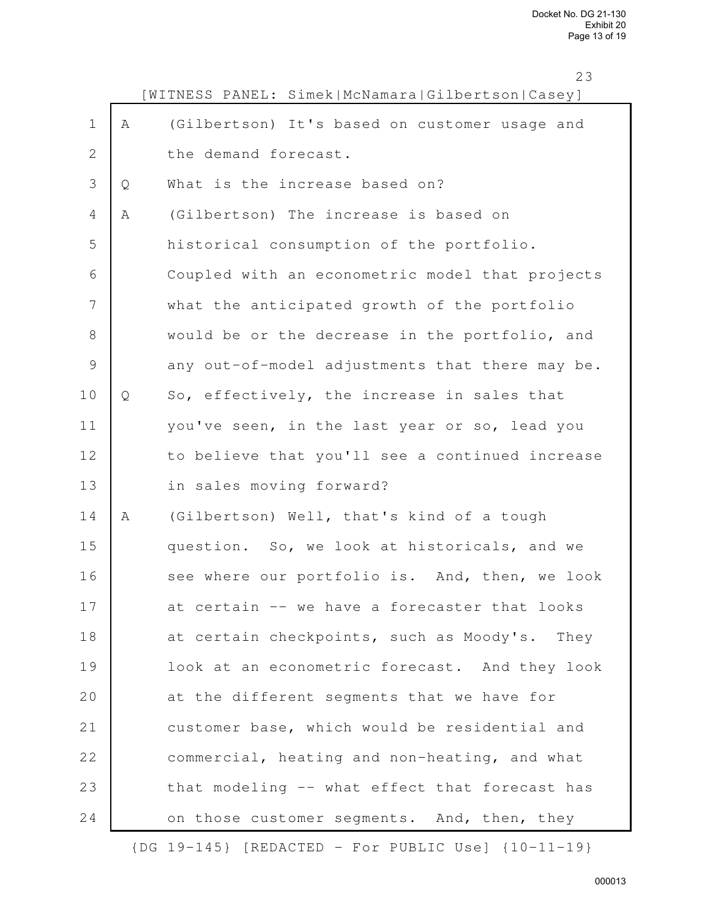[WITNESS PANEL: Simek|McNamara|Gilbertson|Casey]

A (Gilbertson) It's based on customer usage and the demand forecast.

Q What is the increase based on?

A (Gilbertson) The increase is based on historical consumption of the portfolio. Coupled with an econometric model that projects what the anticipated growth of the portfolio would be or the decrease in the portfolio, and any out-of-model adjustments that there may be.

Q So, effectively, the increase in sales that you've seen, in the last year or so, lead you to believe that you'll see a continued increase in sales moving forward?

A (Gilbertson) Well, that's kind of a tough question. So, we look at historicals, and we see where our portfolio is. And, then, we look at certain -- we have a forecaster that looks at certain checkpoints, such as Moody's. They look at an econometric forecast. And they look at the different segments that we have for customer base, which would be residential and commercial, heating and non-heating, and what that modeling -- what effect that forecast has on those customer segments. And, then, they

{DG 19-145} [REDACTED - For PUBLIC Use] {10-11-19}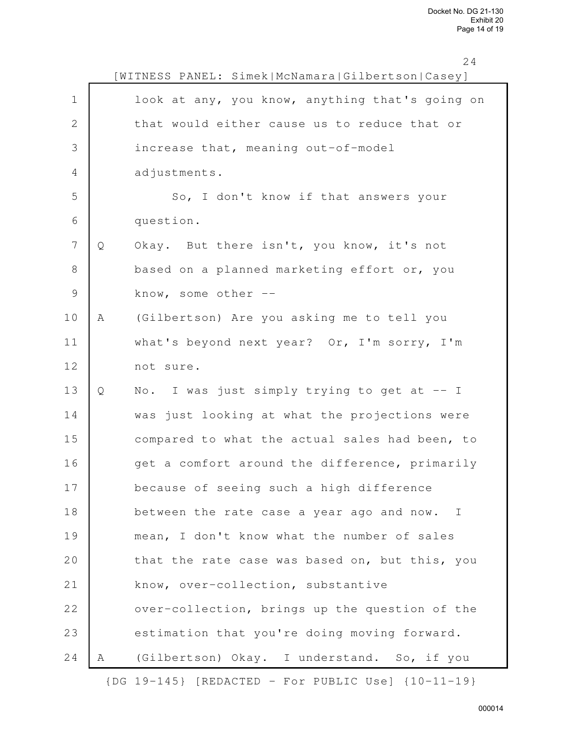[WITNESS PANEL: Simek|McNamara|Gilbertson|Casey]

1 look at any, you know, anything that's going on
2 that would either cause us to reduce that or
3 increase that, meaning out-of-model
4 adjustments.
5 So, I don't know if that answers your
6 question.
7 Q Okay. But there isn't, you know, it's not
8 based on a planned marketing effort or, you
9 know, some other --
10 A (Gilbertson) Are you asking me to tell you
11 what's beyond next year? Or, I'm sorry, I'm
12 not sure.
13 Q No. I was just simply trying to get at -- I
14 was just looking at what the projections were
15 compared to what the actual sales had been, to
16 get a comfort around the difference, primarily
17 because of seeing such a high difference
18 between the rate case a year ago and now. I
19 mean, I don't know what the number of sales
20 that the rate case was based on, but this, you
21 know, over-collection, substantive
22 over-collection, brings up the question of the
23 estimation that you're doing moving forward.
24 A (Gilbertson) Okay. I understand. So, if you

{DG 19-145} [REDACTED - For PUBLIC Use] {10-11-19}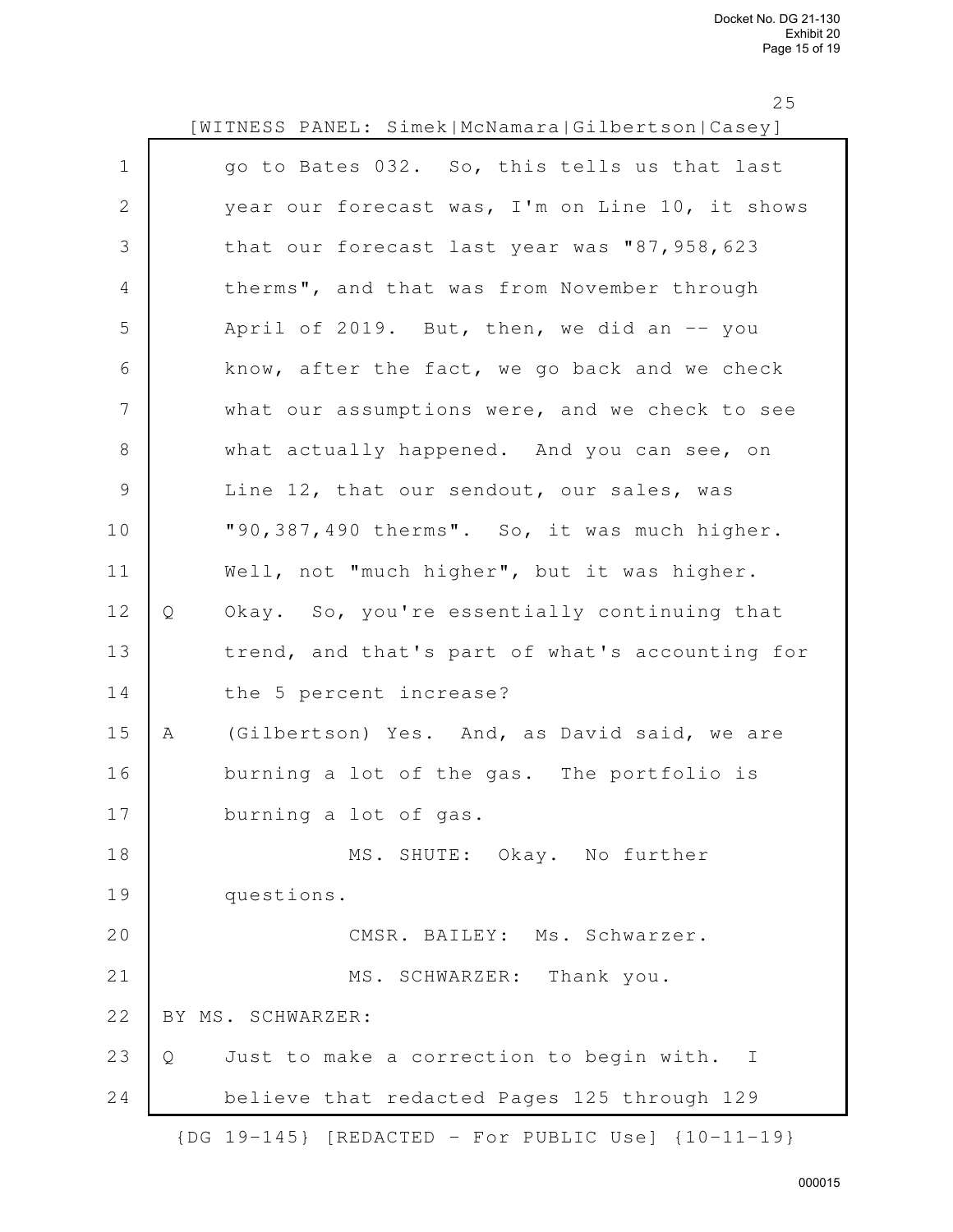[WITNESS PANEL: Simek|McNamara|Gilbertson|Casey]

1 go to Bates 032. So, this tells us that last
2 year our forecast was, I'm on Line 10, it shows
3 that our forecast last year was "87,958,623
4 therms", and that was from November through
5 April of 2019. But, then, we did an -- you
6 know, after the fact, we go back and we check
7 what our assumptions were, and we check to see
8 what actually happened. And you can see, on
9 Line 12, that our sendout, our sales, was
10 "90,387,490 therms". So, it was much higher.
11 Well, not "much higher", but it was higher.
12 Q Okay. So, you're essentially continuing that
13 trend, and that's part of what's accounting for
14 the 5 percent increase?
15 A (Gilbertson) Yes. And, as David said, we are
16 burning a lot of the gas. The portfolio is
17 burning a lot of gas.
18 MS. SHUTE: Okay. No further
19 questions.
20 CMSR. BAILEY: Ms. Schwarzer.
21 MS. SCHWARZER: Thank you.
22 BY MS. SCHWARZER:
23 Q Just to make a correction to begin with. I
24 believe that redacted Pages 125 through 129

{DG 19-145} [REDACTED - For PUBLIC Use] {10-11-19}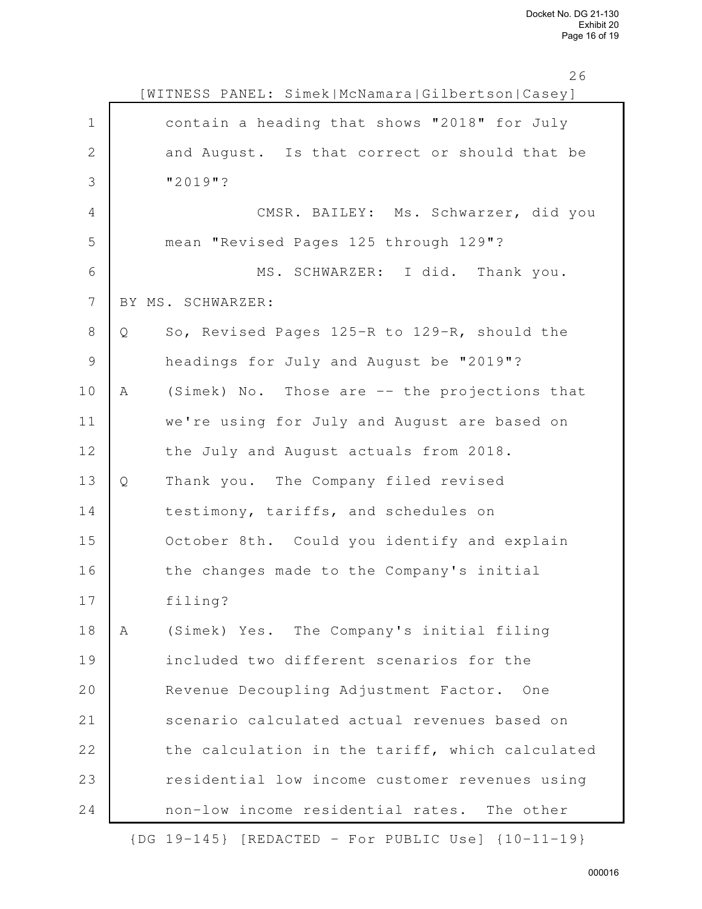[WITNESS PANEL: Simek|McNamara|Gilbertson|Casey]

contain a heading that shows "2018" for July and August. Is that correct or should that be "2019"?

CMSR. BAILEY: Ms. Schwarzer, did you mean "Revised Pages 125 through 129"?

MS. SCHWARZER: I did. Thank you.

BY MS. SCHWARZER:

Q So, Revised Pages 125-R to 129-R, should the headings for July and August be "2019"?

A (Simek) No. Those are -- the projections that we're using for July and August are based on the July and August actuals from 2018.

Q Thank you. The Company filed revised testimony, tariffs, and schedules on October 8th. Could you identify and explain the changes made to the Company's initial filing?

A (Simek) Yes. The Company's initial filing included two different scenarios for the Revenue Decoupling Adjustment Factor. One scenario calculated actual revenues based on the calculation in the tariff, which calculated residential low income customer revenues using non-low income residential rates. The other

{DG 19-145} [REDACTED - For PUBLIC Use] {10-11-19}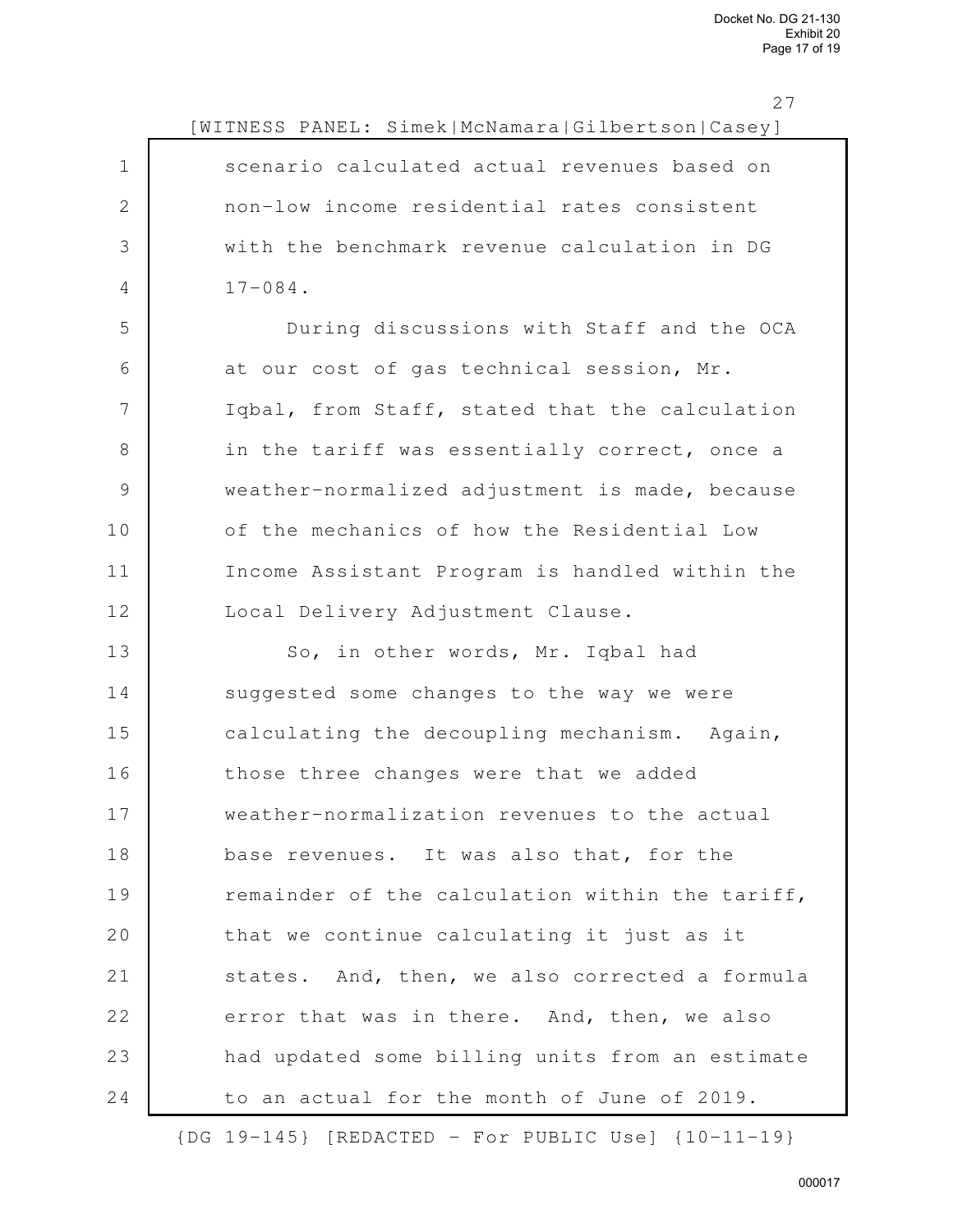[WITNESS PANEL: Simek|McNamara|Gilbertson|Casey]

scenario calculated actual revenues based on non-low income residential rates consistent with the benchmark revenue calculation in DG 17-084.

During discussions with Staff and the OCA at our cost of gas technical session, Mr. Iqbal, from Staff, stated that the calculation in the tariff was essentially correct, once a weather-normalized adjustment is made, because of the mechanics of how the Residential Low Income Assistant Program is handled within the Local Delivery Adjustment Clause.

So, in other words, Mr. Iqbal had suggested some changes to the way we were calculating the decoupling mechanism. Again, those three changes were that we added weather-normalization revenues to the actual base revenues. It was also that, for the remainder of the calculation within the tariff, that we continue calculating it just as it states. And, then, we also corrected a formula error that was in there. And, then, we also had updated some billing units from an estimate to an actual for the month of June of 2019.

{DG 19-145} [REDACTED - For PUBLIC Use] {10-11-19}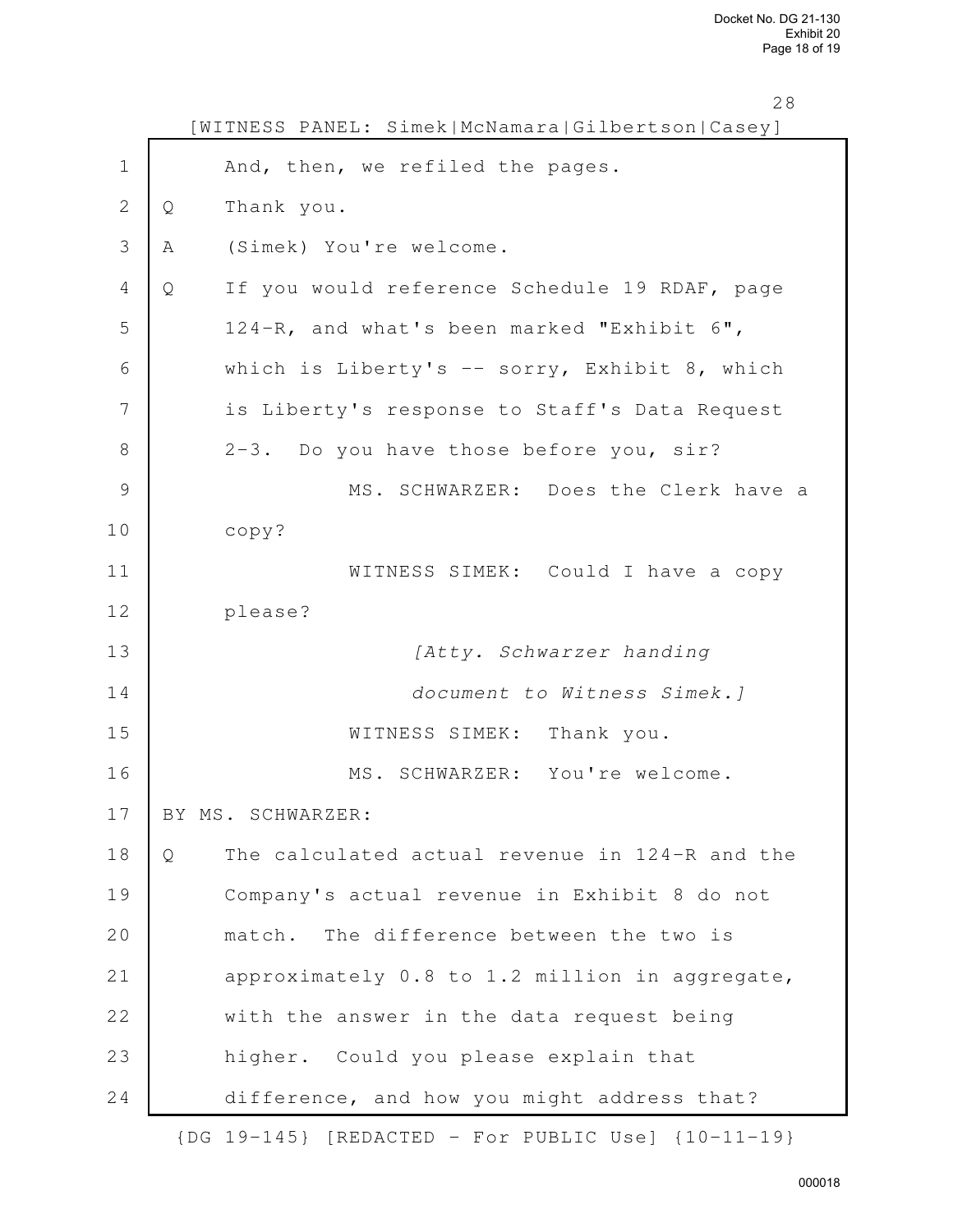[WITNESS PANEL: Simek|McNamara|Gilbertson|Casey]

1 And, then, we refiled the pages.

2 Q Thank you.

3 A (Simek) You're welcome.

4 Q If you would reference Schedule 19 RDAF, page

5 124-R, and what's been marked "Exhibit 6",

6 which is Liberty's -- sorry, Exhibit 8, which

7 is Liberty's response to Staff's Data Request

8 2-3. Do you have those before you, sir?

9 MS. SCHWARZER: Does the Clerk have a

10 copy?

11 WITNESS SIMEK: Could I have a copy

12 please?

13 *[Atty. Schwarzer handing*

14 *document to Witness Simek.]*

15 WITNESS SIMEK: Thank you.

16 MS. SCHWARZER: You're welcome.

17 BY MS. SCHWARZER:

18 Q The calculated actual revenue in 124-R and the

19 Company's actual revenue in Exhibit 8 do not

20 match. The difference between the two is

21 approximately 0.8 to 1.2 million in aggregate,

22 with the answer in the data request being

23 higher. Could you please explain that

24 difference, and how you might address that?

{DG 19-145} [REDACTED - For PUBLIC Use] {10-11-19}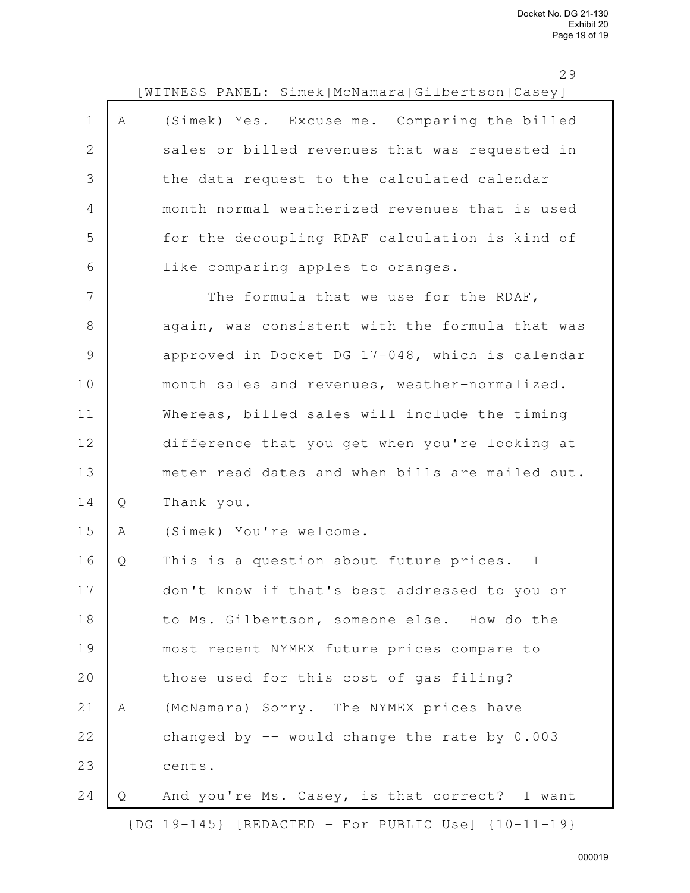[WITNESS PANEL: Simek|McNamara|Gilbertson|Casey]

A (Simek) Yes. Excuse me. Comparing the billed sales or billed revenues that was requested in the data request to the calculated calendar month normal weatherized revenues that is used for the decoupling RDAF calculation is kind of like comparing apples to oranges.

The formula that we use for the RDAF, again, was consistent with the formula that was approved in Docket DG 17-048, which is calendar month sales and revenues, weather-normalized. Whereas, billed sales will include the timing difference that you get when you're looking at meter read dates and when bills are mailed out.

Q Thank you.

A (Simek) You're welcome.

Q This is a question about future prices. I don't know if that's best addressed to you or to Ms. Gilbertson, someone else. How do the most recent NYMEX future prices compare to those used for this cost of gas filing?

A (McNamara) Sorry. The NYMEX prices have changed by -- would change the rate by 0.003 cents.

Q And you're Ms. Casey, is that correct? I want

{DG 19-145} [REDACTED - For PUBLIC Use] {10-11-19}